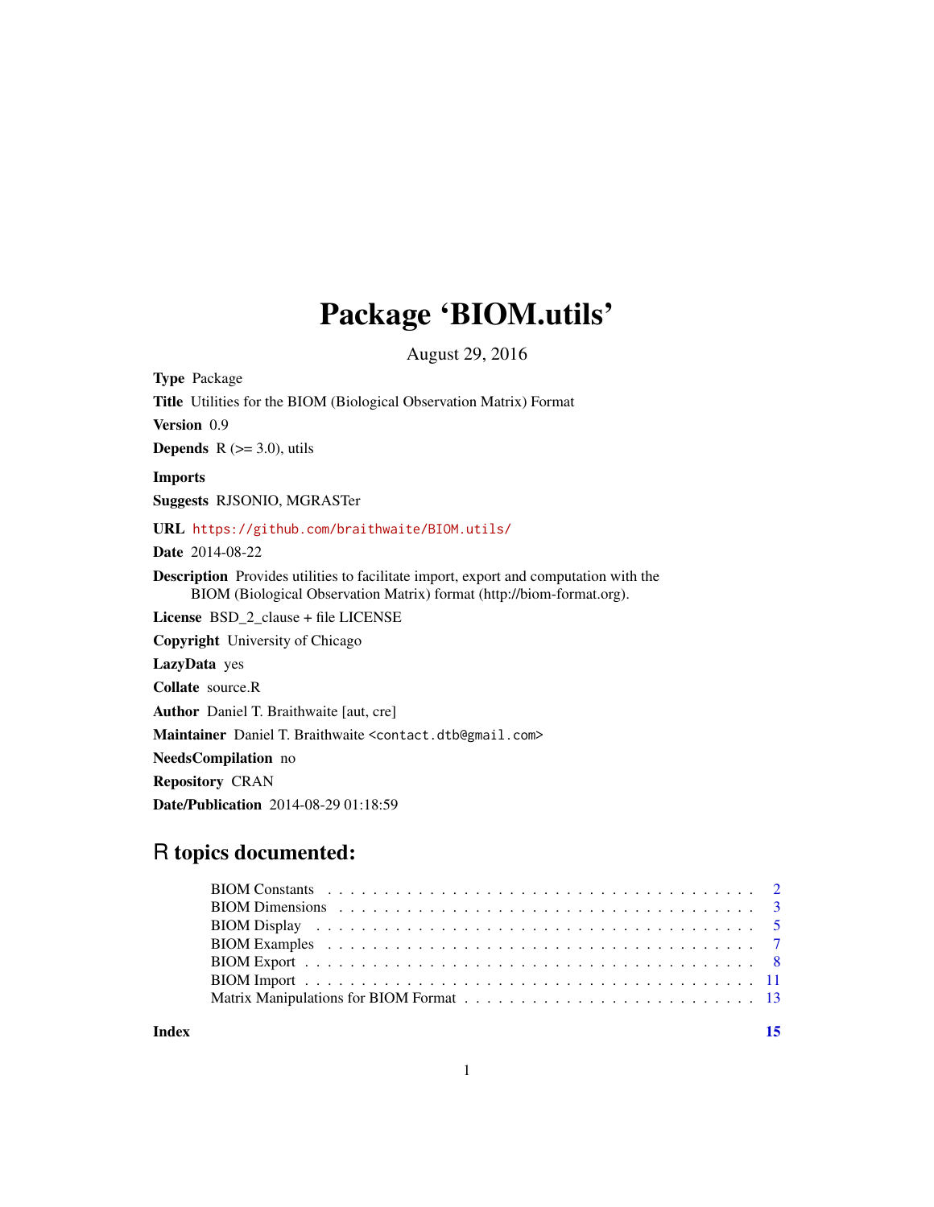# Package 'BIOM.utils'

August 29, 2016

**Type** Package

**Title** Utilities for the BIOM (Biological Observation Matrix) Format

**Version** 0.9

**Depends** R (>= 3.0), utils

**Imports**

**Suggests** RJSONIO, MGRASTer

**URL** https://github.com/braithwaite/BIOM.utils/

**Date** 2014-08-22

**Description** Provides utilities to facilitate import, export and computation with the BIOM (Biological Observation Matrix) format (http://biom-format.org).

**License** BSD_2_clause + file LICENSE

**Copyright** University of Chicago

**LazyData** yes

**Collate** source.R

**Author** Daniel T. Braithwaite [aut, cre]

**Maintainer** Daniel T. Braithwaite <contact.dtb@gmail.com>

**NeedsCompilation** no

**Repository** CRAN

**Date/Publication** 2014-08-29 01:18:59

## R topics documented:

| | |
|---|---|
| BIOM Constants | 2 |
| BIOM Dimensions | 3 |
| BIOM Display | 5 |
| BIOM Examples | 7 |
| BIOM Export | 8 |
| BIOM Import | 11 |
| Matrix Manipulations for BIOM Format | 13 |
| **Index** | **15** |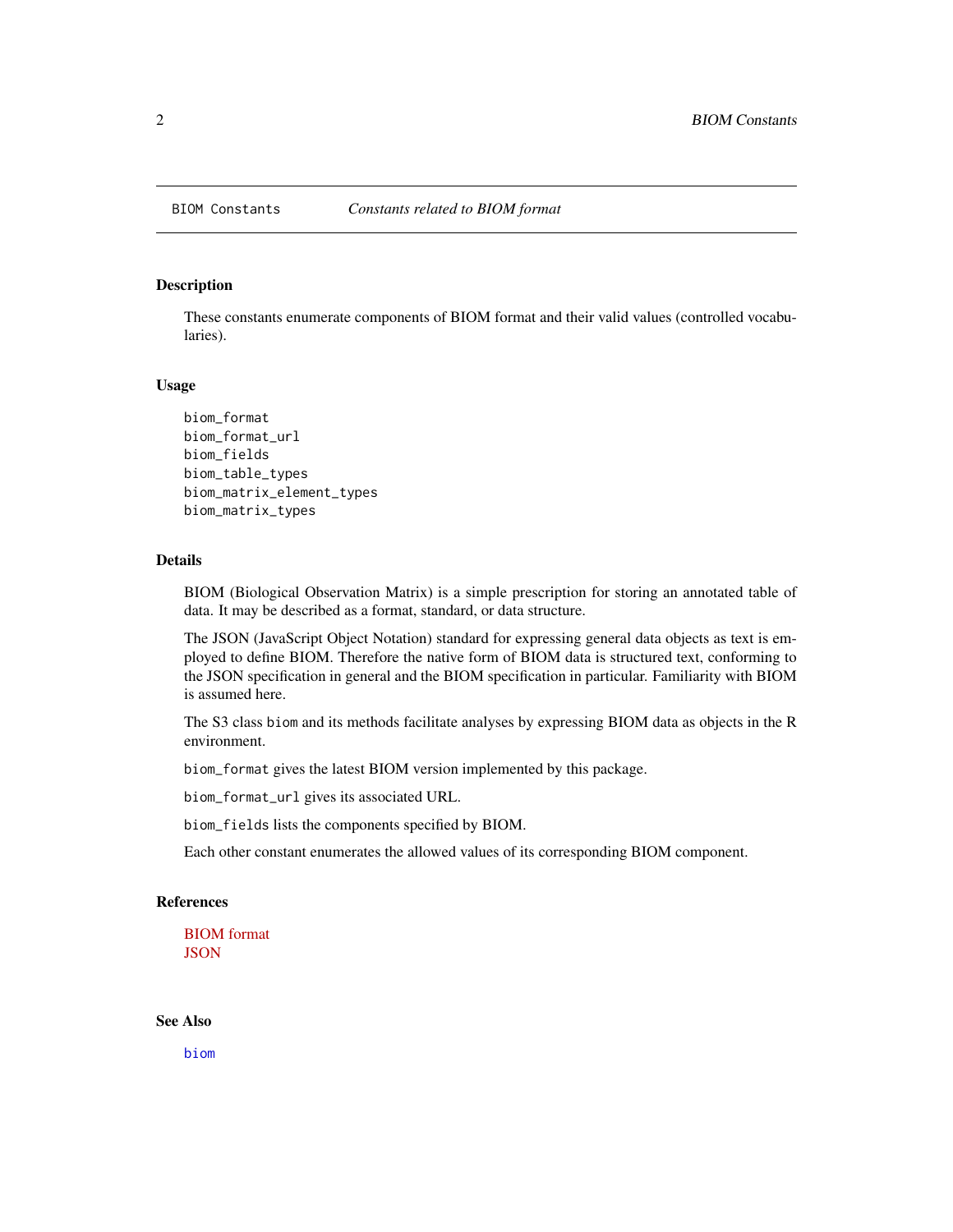BIOM Constants — *Constants related to BIOM format*

## Description

These constants enumerate components of BIOM format and their valid values (controlled vocabularies).

## Usage

```
biom_format
biom_format_url
biom_fields
biom_table_types
biom_matrix_element_types
biom_matrix_types
```

## Details

BIOM (Biological Observation Matrix) is a simple prescription for storing an annotated table of data. It may be described as a format, standard, or data structure.

The JSON (JavaScript Object Notation) standard for expressing general data objects as text is employed to define BIOM. Therefore the native form of BIOM data is structured text, conforming to the JSON specification in general and the BIOM specification in particular. Familiarity with BIOM is assumed here.

The S3 class `biom` and its methods facilitate analyses by expressing BIOM data as objects in the R environment.

`biom_format` gives the latest BIOM version implemented by this package.

`biom_format_url` gives its associated URL.

`biom_fields` lists the components specified by BIOM.

Each other constant enumerates the allowed values of its corresponding BIOM component.

## References

BIOM format
JSON

## See Also

`biom`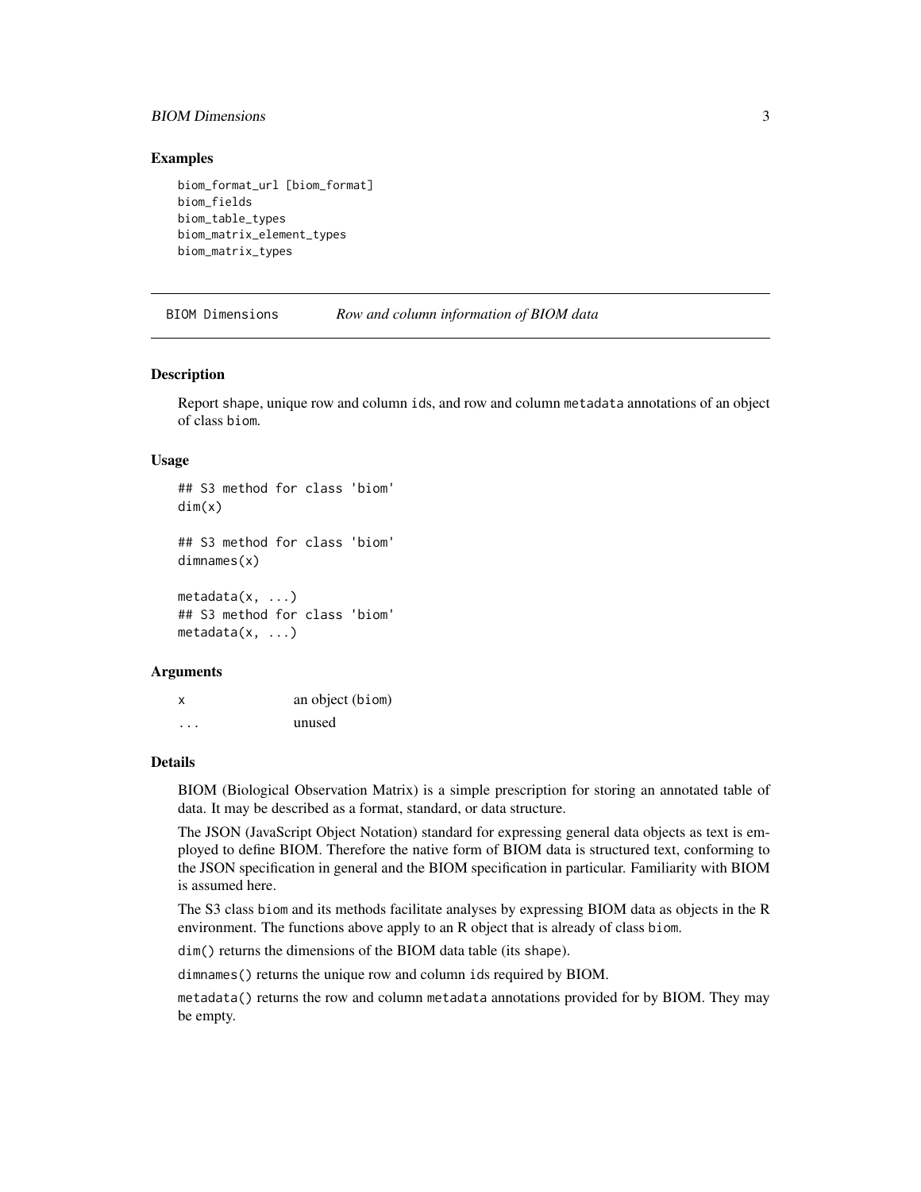### Examples

```
biom_format_url [biom_format]
biom_fields
biom_table_types
biom_matrix_element_types
biom_matrix_types
```

---

## BIOM Dimensions — *Row and column information of BIOM data*

### Description

Report shape, unique row and column ids, and row and column metadata annotations of an object of class biom.

### Usage

```
## S3 method for class 'biom'
dim(x)

## S3 method for class 'biom'
dimnames(x)

metadata(x, ...)
## S3 method for class 'biom'
metadata(x, ...)
```

### Arguments

| | |
|---|---|
| x | an object (biom) |
| ... | unused |

### Details

BIOM (Biological Observation Matrix) is a simple prescription for storing an annotated table of data. It may be described as a format, standard, or data structure.

The JSON (JavaScript Object Notation) standard for expressing general data objects as text is employed to define BIOM. Therefore the native form of BIOM data is structured text, conforming to the JSON specification in general and the BIOM specification in particular. Familiarity with BIOM is assumed here.

The S3 class biom and its methods facilitate analyses by expressing BIOM data as objects in the R environment. The functions above apply to an R object that is already of class biom.

dim() returns the dimensions of the BIOM data table (its shape).

dimnames() returns the unique row and column ids required by BIOM.

metadata() returns the row and column metadata annotations provided for by BIOM. They may be empty.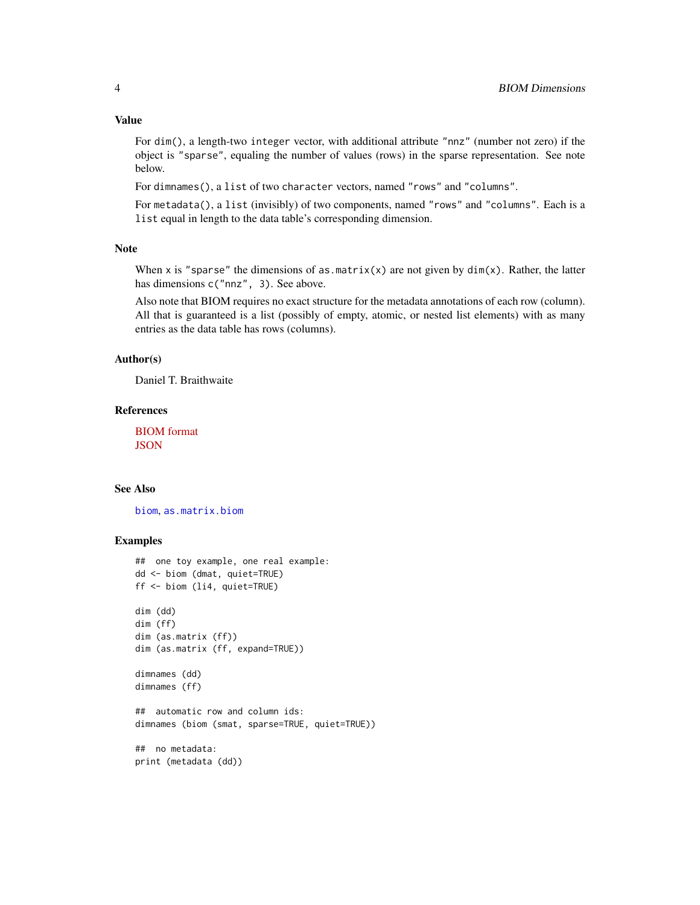### Value

For `dim()`, a length-two `integer` vector, with additional attribute `"nnz"` (number not zero) if the object is `"sparse"`, equaling the number of values (rows) in the sparse representation. See note below.

For `dimnames()`, a `list` of two `character` vectors, named `"rows"` and `"columns"`.

For `metadata()`, a `list` (invisibly) of two components, named `"rows"` and `"columns"`. Each is a `list` equal in length to the data table's corresponding dimension.

### Note

When `x` is `"sparse"` the dimensions of `as.matrix(x)` are not given by `dim(x)`. Rather, the latter has dimensions `c("nnz", 3)`. See above.

Also note that BIOM requires no exact structure for the metadata annotations of each row (column). All that is guaranteed is a list (possibly of empty, atomic, or nested list elements) with as many entries as the data table has rows (columns).

### Author(s)

Daniel T. Braithwaite

### References

BIOM format
JSON

### See Also

`biom`, `as.matrix.biom`

### Examples

```
##  one toy example, one real example:
dd <- biom (dmat, quiet=TRUE)
ff <- biom (li4, quiet=TRUE)

dim (dd)
dim (ff)
dim (as.matrix (ff))
dim (as.matrix (ff, expand=TRUE))

dimnames (dd)
dimnames (ff)

##  automatic row and column ids:
dimnames (biom (smat, sparse=TRUE, quiet=TRUE))

##  no metadata:
print (metadata (dd))
```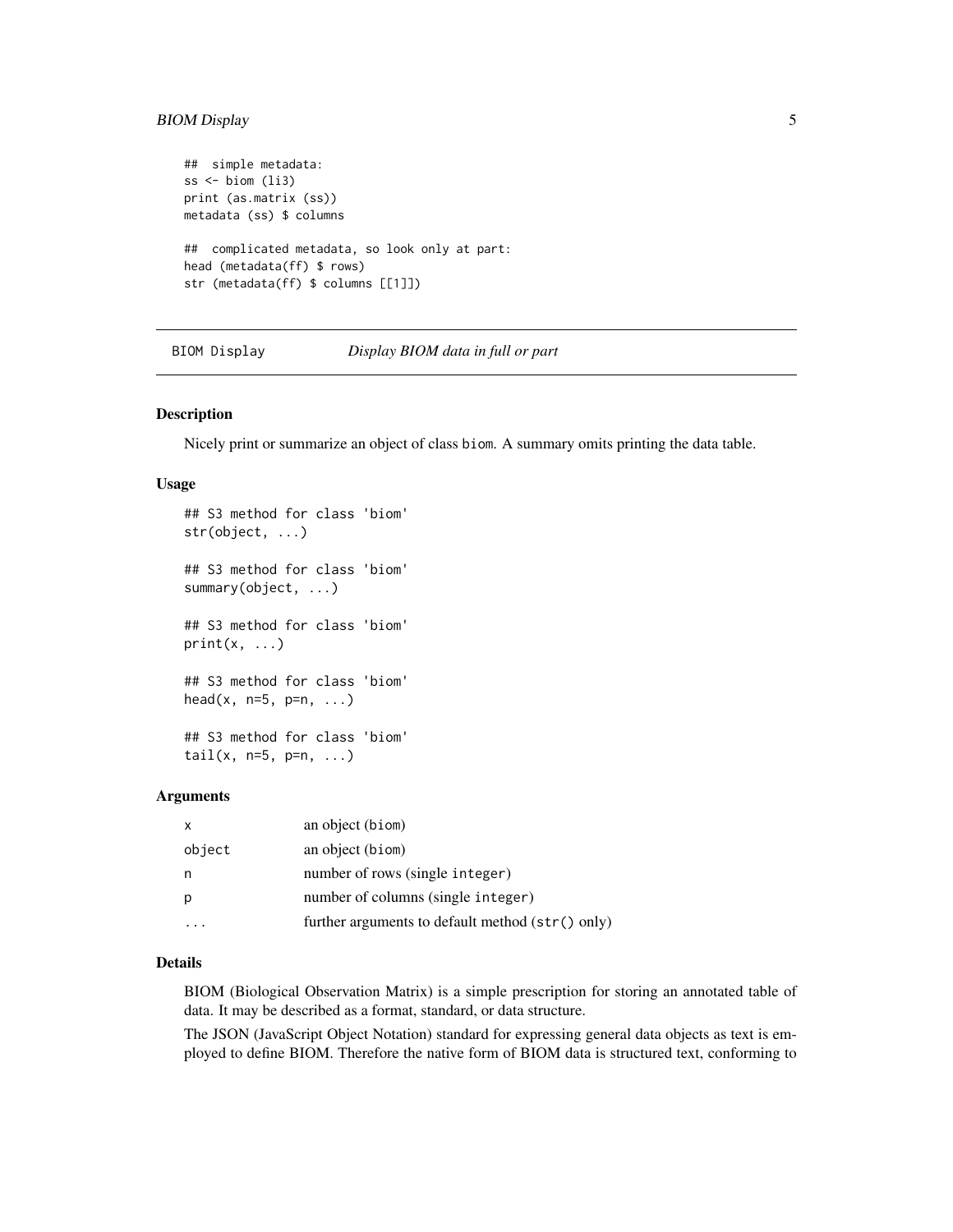```
##  simple metadata:
ss <- biom (li3)
print (as.matrix (ss))
metadata (ss) $ columns

##  complicated metadata, so look only at part:
head (metadata(ff) $ rows)
str (metadata(ff) $ columns [[1]])
```

---

## BIOM Display — *Display BIOM data in full or part*

---

### Description

Nicely print or summarize an object of class `biom`. A summary omits printing the data table.

### Usage

```
## S3 method for class 'biom'
str(object, ...)

## S3 method for class 'biom'
summary(object, ...)

## S3 method for class 'biom'
print(x, ...)

## S3 method for class 'biom'
head(x, n=5, p=n, ...)

## S3 method for class 'biom'
tail(x, n=5, p=n, ...)
```

### Arguments

| | |
|---|---|
| `x` | an object (`biom`) |
| `object` | an object (`biom`) |
| `n` | number of rows (single `integer`) |
| `p` | number of columns (single `integer`) |
| `...` | further arguments to default method (`str()` only) |

### Details

BIOM (Biological Observation Matrix) is a simple prescription for storing an annotated table of data. It may be described as a format, standard, or data structure.

The JSON (JavaScript Object Notation) standard for expressing general data objects as text is employed to define BIOM. Therefore the native form of BIOM data is structured text, conforming to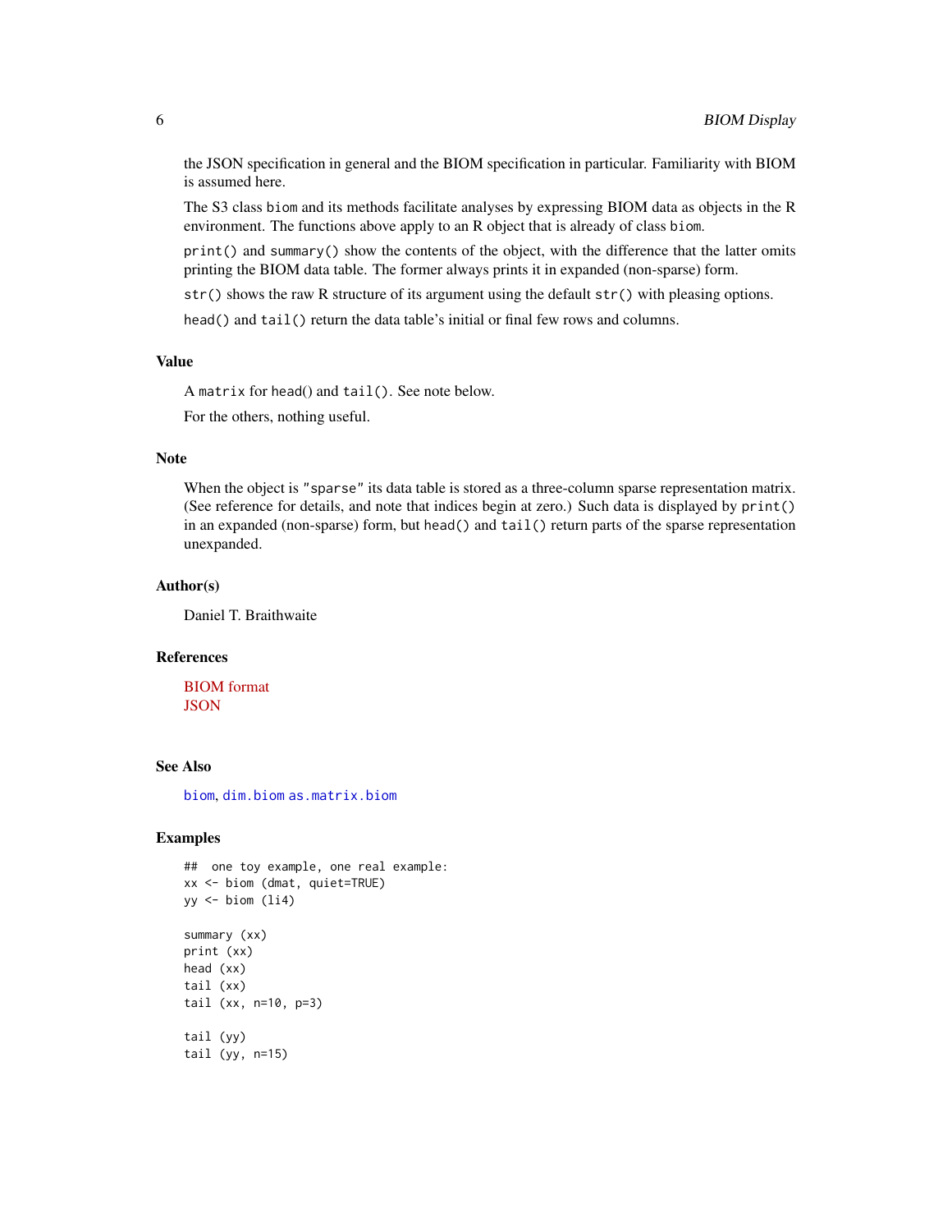the JSON specification in general and the BIOM specification in particular. Familiarity with BIOM is assumed here.

The S3 class `biom` and its methods facilitate analyses by expressing BIOM data as objects in the R environment. The functions above apply to an R object that is already of class `biom`.

`print()` and `summary()` show the contents of the object, with the difference that the latter omits printing the BIOM data table. The former always prints it in expanded (non-sparse) form.

`str()` shows the raw R structure of its argument using the default `str()` with pleasing options.

`head()` and `tail()` return the data table's initial or final few rows and columns.

## Value

A `matrix` for head() and `tail()`. See note below.

For the others, nothing useful.

## Note

When the object is `"sparse"` its data table is stored as a three-column sparse representation matrix. (See reference for details, and note that indices begin at zero.) Such data is displayed by `print()` in an expanded (non-sparse) form, but `head()` and `tail()` return parts of the sparse representation unexpanded.

## Author(s)

Daniel T. Braithwaite

## References

BIOM format
JSON

## See Also

`biom`, `dim.biom` `as.matrix.biom`

## Examples

```
##  one toy example, one real example:
xx <- biom (dmat, quiet=TRUE)
yy <- biom (li4)

summary (xx)
print (xx)
head (xx)
tail (xx)
tail (xx, n=10, p=3)

tail (yy)
tail (yy, n=15)
```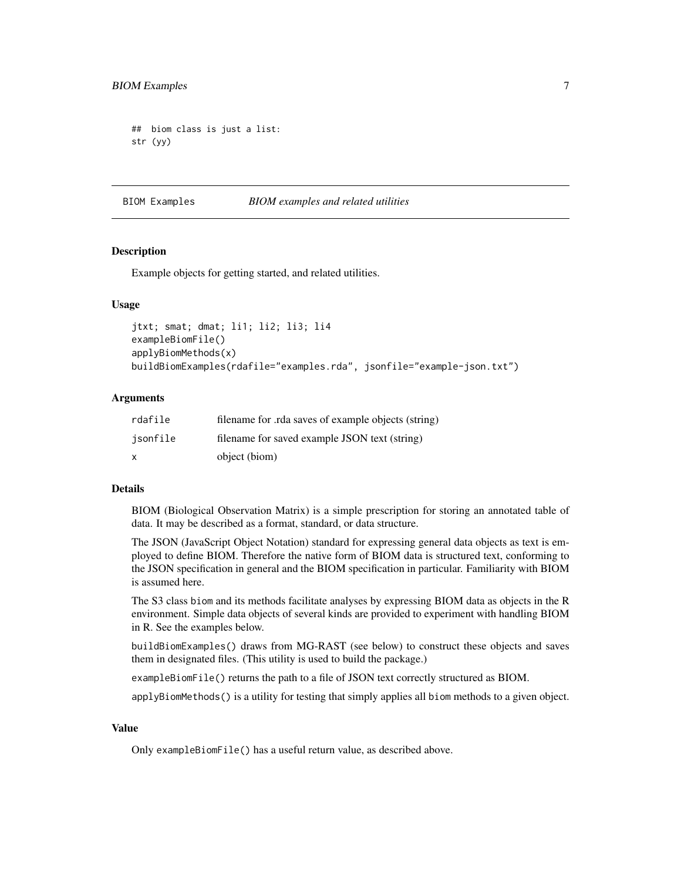```
## biom class is just a list:
str (yy)
```

## BIOM Examples — *BIOM examples and related utilities*

### Description

Example objects for getting started, and related utilities.

### Usage

```
jtxt; smat; dmat; li1; li2; li3; li4
exampleBiomFile()
applyBiomMethods(x)
buildBiomExamples(rdafile="examples.rda", jsonfile="example-json.txt")
```

### Arguments

| | |
|---|---|
| rdafile | filename for .rda saves of example objects (string) |
| jsonfile | filename for saved example JSON text (string) |
| x | object (biom) |

### Details

BIOM (Biological Observation Matrix) is a simple prescription for storing an annotated table of data. It may be described as a format, standard, or data structure.

The JSON (JavaScript Object Notation) standard for expressing general data objects as text is employed to define BIOM. Therefore the native form of BIOM data is structured text, conforming to the JSON specification in general and the BIOM specification in particular. Familiarity with BIOM is assumed here.

The S3 class `biom` and its methods facilitate analyses by expressing BIOM data as objects in the R environment. Simple data objects of several kinds are provided to experiment with handling BIOM in R. See the examples below.

`buildBiomExamples()` draws from MG-RAST (see below) to construct these objects and saves them in designated files. (This utility is used to build the package.)

`exampleBiomFile()` returns the path to a file of JSON text correctly structured as BIOM.

`applyBiomMethods()` is a utility for testing that simply applies all `biom` methods to a given object.

### Value

Only `exampleBiomFile()` has a useful return value, as described above.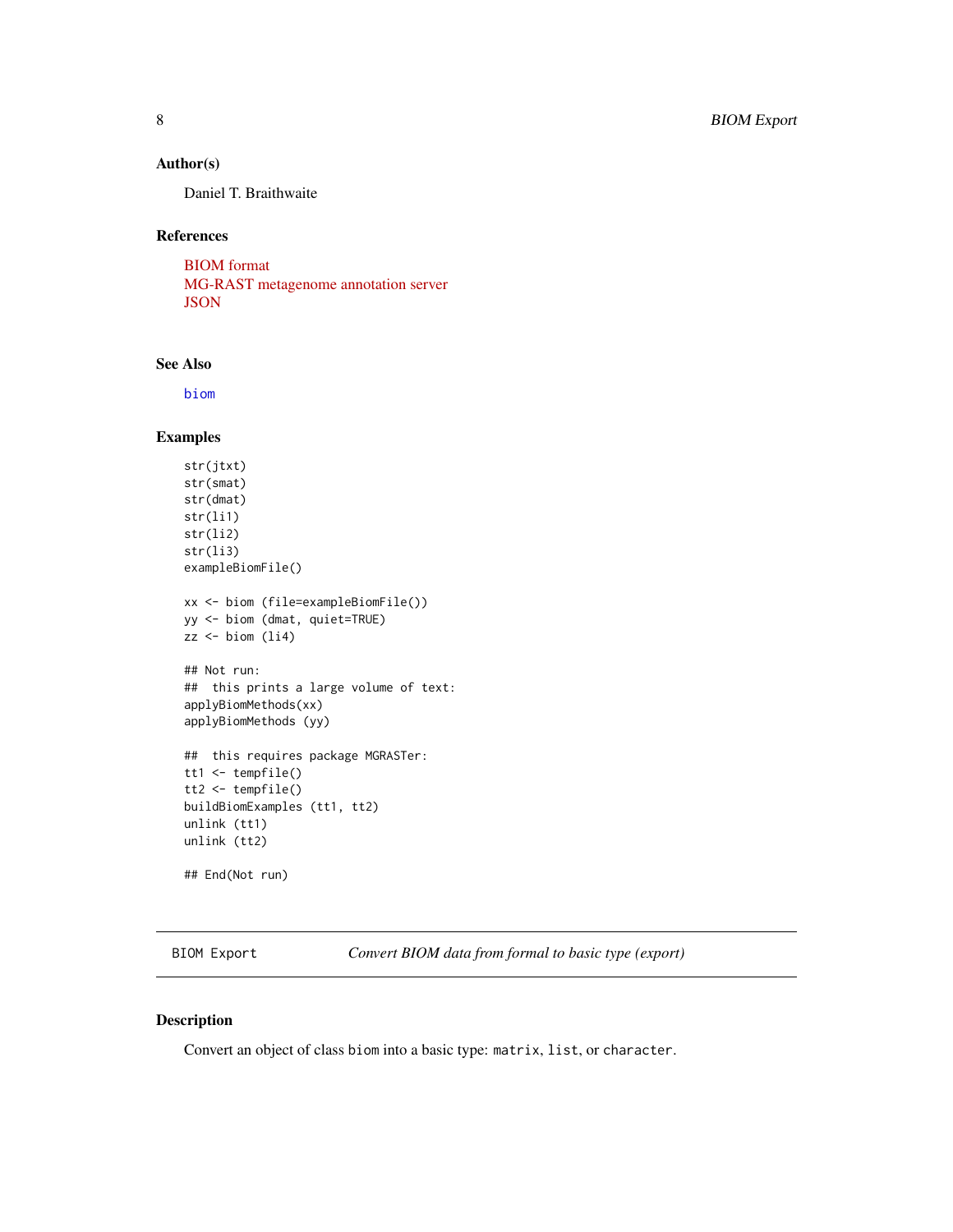### Author(s)

Daniel T. Braithwaite

### References

BIOM format
MG-RAST metagenome annotation server
JSON

### See Also

biom

### Examples

```
str(jtxt)
str(smat)
str(dmat)
str(li1)
str(li2)
str(li3)
exampleBiomFile()

xx <- biom (file=exampleBiomFile())
yy <- biom (dmat, quiet=TRUE)
zz <- biom (li4)

## Not run:
##  this prints a large volume of text:
applyBiomMethods(xx)
applyBiomMethods (yy)

##  this requires package MGRASTer:
tt1 <- tempfile()
tt2 <- tempfile()
buildBiomExamples (tt1, tt2)
unlink (tt1)
unlink (tt2)

## End(Not run)
```

---

## BIOM Export — *Convert BIOM data from formal to basic type (export)*

### Description

Convert an object of class `biom` into a basic type: `matrix`, `list`, or `character`.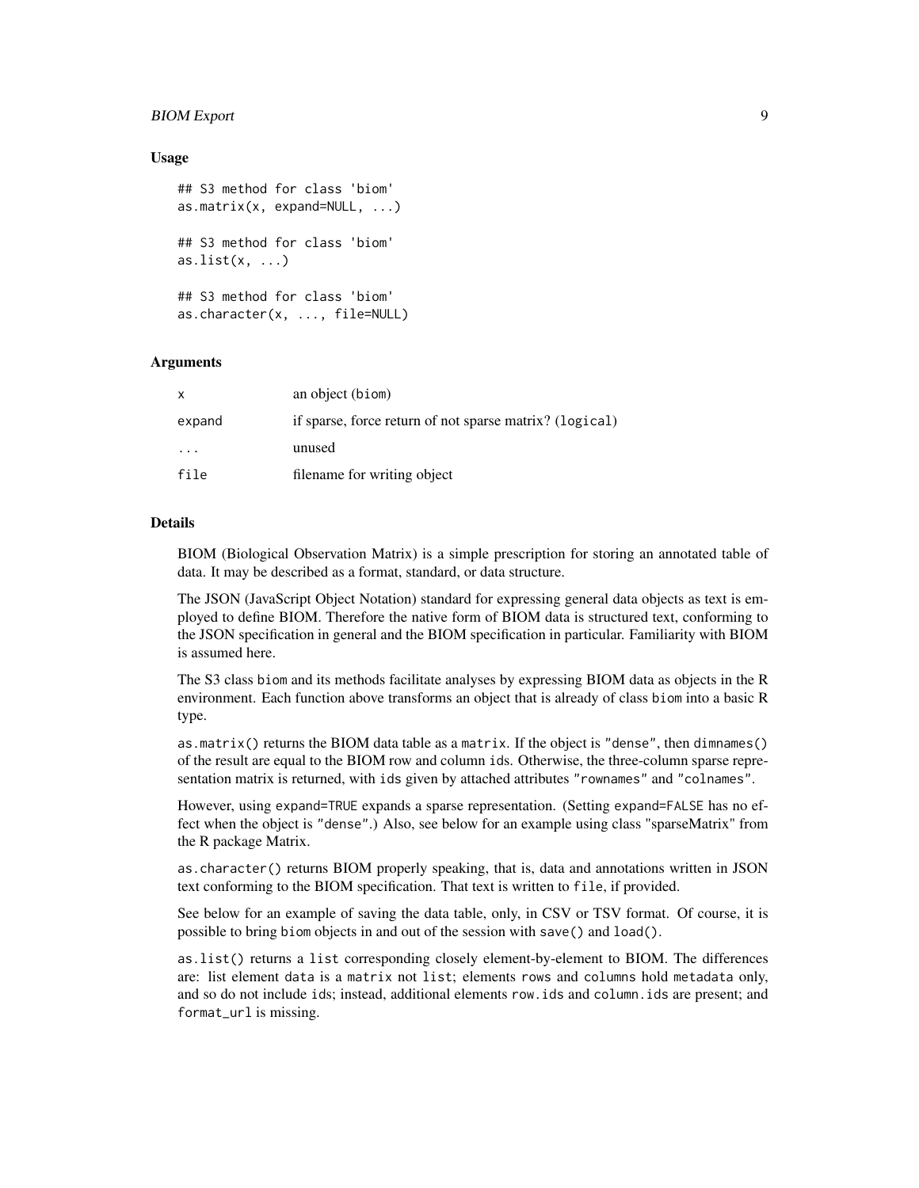### Usage

```
## S3 method for class 'biom'
as.matrix(x, expand=NULL, ...)

## S3 method for class 'biom'
as.list(x, ...)

## S3 method for class 'biom'
as.character(x, ..., file=NULL)
```

### Arguments

| | |
|---|---|
| `x` | an object (`biom`) |
| `expand` | if sparse, force return of not sparse matrix? (`logical`) |
| `...` | unused |
| `file` | filename for writing object |

### Details

BIOM (Biological Observation Matrix) is a simple prescription for storing an annotated table of data. It may be described as a format, standard, or data structure.

The JSON (JavaScript Object Notation) standard for expressing general data objects as text is employed to define BIOM. Therefore the native form of BIOM data is structured text, conforming to the JSON specification in general and the BIOM specification in particular. Familiarity with BIOM is assumed here.

The S3 class `biom` and its methods facilitate analyses by expressing BIOM data as objects in the R environment. Each function above transforms an object that is already of class `biom` into a basic R type.

`as.matrix()` returns the BIOM data table as a `matrix`. If the object is `"dense"`, then `dimnames()` of the result are equal to the BIOM row and column `ids`. Otherwise, the three-column sparse representation matrix is returned, with `ids` given by attached attributes `"rownames"` and `"colnames"`.

However, using `expand=TRUE` expands a sparse representation. (Setting `expand=FALSE` has no effect when the object is `"dense"`.) Also, see below for an example using class "sparseMatrix" from the R package Matrix.

`as.character()` returns BIOM properly speaking, that is, data and annotations written in JSON text conforming to the BIOM specification. That text is written to `file`, if provided.

See below for an example of saving the data table, only, in CSV or TSV format. Of course, it is possible to bring `biom` objects in and out of the session with `save()` and `load()`.

`as.list()` returns a `list` corresponding closely element-by-element to BIOM. The differences are: list element `data` is a `matrix` not `list`; elements `rows` and `columns` hold `metadata` only, and so do not include `ids`; instead, additional elements `row.ids` and `column.ids` are present; and `format_url` is missing.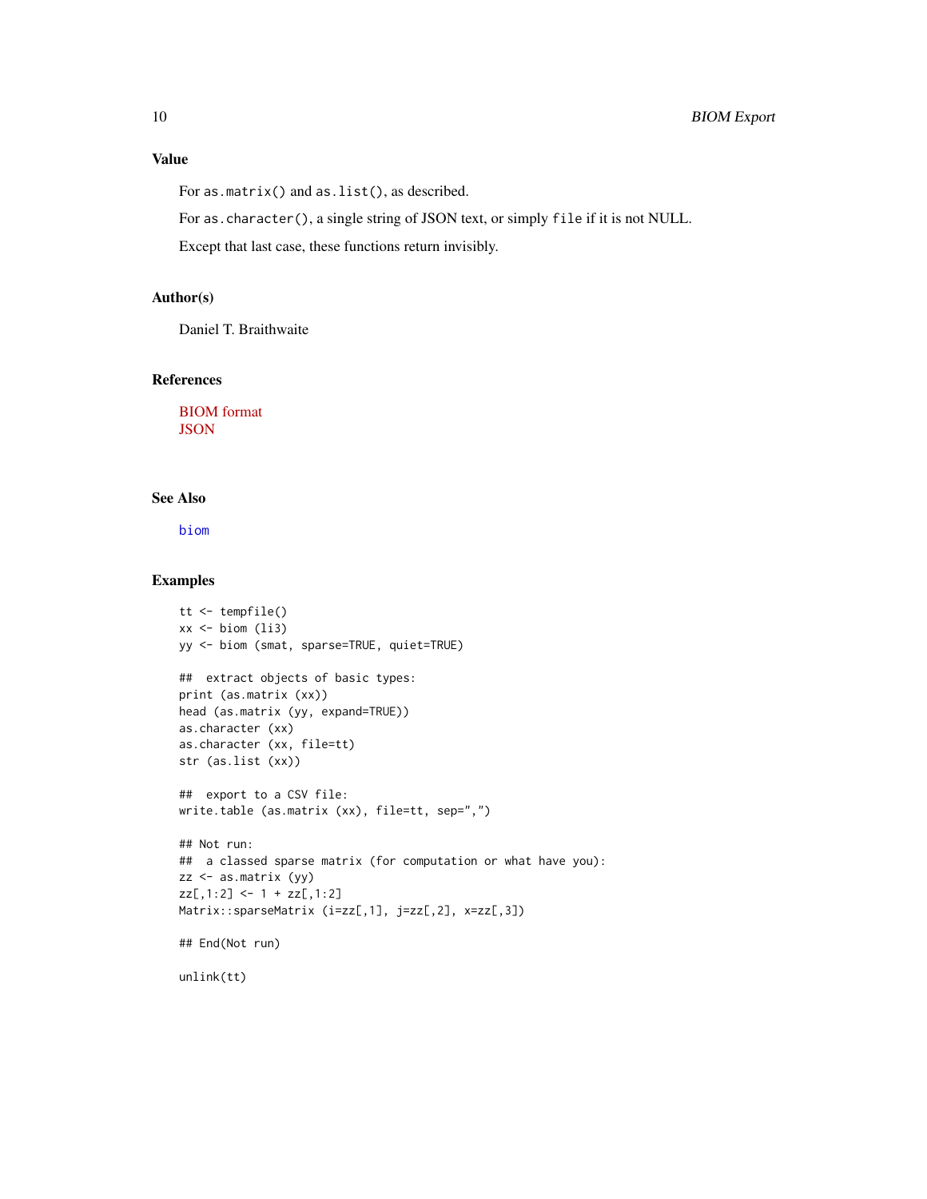### Value

For `as.matrix()` and `as.list()`, as described.

For `as.character()`, a single string of JSON text, or simply `file` if it is not NULL.

Except that last case, these functions return invisibly.

### Author(s)

Daniel T. Braithwaite

### References

BIOM format
JSON

### See Also

`biom`

### Examples

```
tt <- tempfile()
xx <- biom (li3)
yy <- biom (smat, sparse=TRUE, quiet=TRUE)

##  extract objects of basic types:
print (as.matrix (xx))
head (as.matrix (yy, expand=TRUE))
as.character (xx)
as.character (xx, file=tt)
str (as.list (xx))

##  export to a CSV file:
write.table (as.matrix (xx), file=tt, sep=",")

## Not run:
##  a classed sparse matrix (for computation or what have you):
zz <- as.matrix (yy)
zz[,1:2] <- 1 + zz[,1:2]
Matrix::sparseMatrix (i=zz[,1], j=zz[,2], x=zz[,3])

## End(Not run)

unlink(tt)
```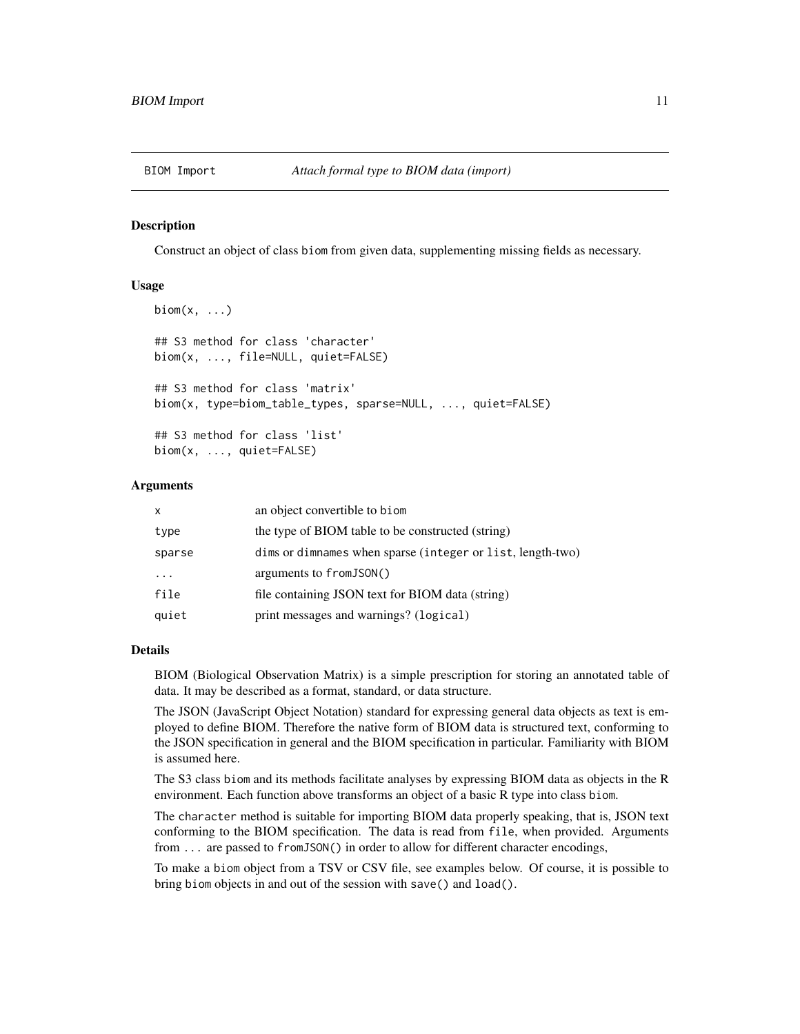BIOM Import *Attach formal type to BIOM data (import)*

## Description

Construct an object of class `biom` from given data, supplementing missing fields as necessary.

## Usage

```
biom(x, ...)

## S3 method for class 'character'
biom(x, ..., file=NULL, quiet=FALSE)

## S3 method for class 'matrix'
biom(x, type=biom_table_types, sparse=NULL, ..., quiet=FALSE)

## S3 method for class 'list'
biom(x, ..., quiet=FALSE)
```

## Arguments

| | |
|---|---|
| `x` | an object convertible to `biom` |
| `type` | the type of BIOM table to be constructed (string) |
| `sparse` | `dims` or `dimnames` when sparse (`integer` or `list`, length-two) |
| `...` | arguments to `fromJSON()` |
| `file` | file containing JSON text for BIOM data (string) |
| `quiet` | print messages and warnings? (`logical`) |

## Details

BIOM (Biological Observation Matrix) is a simple prescription for storing an annotated table of data. It may be described as a format, standard, or data structure.

The JSON (JavaScript Object Notation) standard for expressing general data objects as text is employed to define BIOM. Therefore the native form of BIOM data is structured text, conforming to the JSON specification in general and the BIOM specification in particular. Familiarity with BIOM is assumed here.

The S3 class `biom` and its methods facilitate analyses by expressing BIOM data as objects in the R environment. Each function above transforms an object of a basic R type into class `biom`.

The `character` method is suitable for importing BIOM data properly speaking, that is, JSON text conforming to the BIOM specification. The data is read from `file`, when provided. Arguments from `...` are passed to `fromJSON()` in order to allow for different character encodings,

To make a `biom` object from a TSV or CSV file, see examples below. Of course, it is possible to bring `biom` objects in and out of the session with `save()` and `load()`.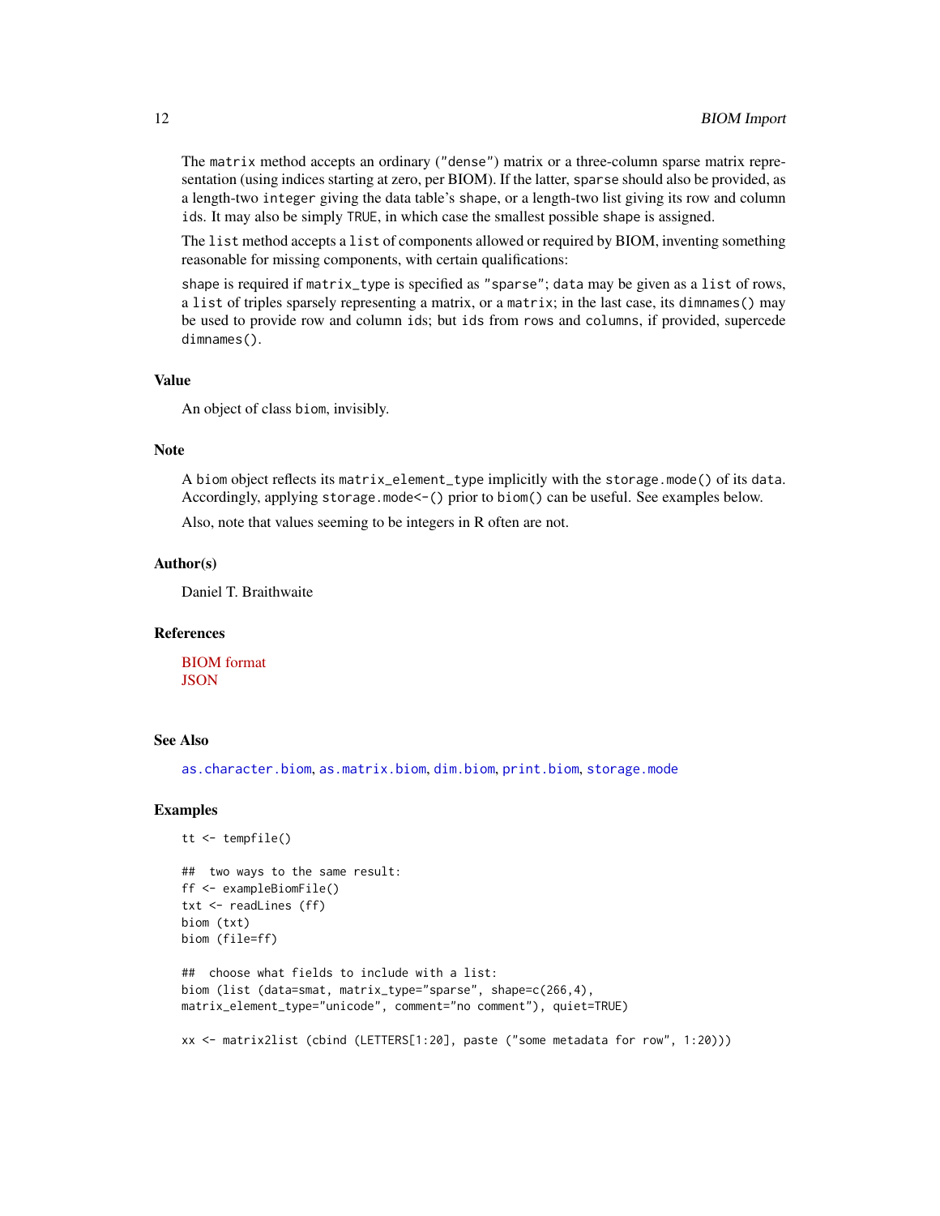The `matrix` method accepts an ordinary ("dense") matrix or a three-column sparse matrix representation (using indices starting at zero, per BIOM). If the latter, `sparse` should also be provided, as a length-two `integer` giving the data table's `shape`, or a length-two list giving its row and column `ids`. It may also be simply `TRUE`, in which case the smallest possible `shape` is assigned.

The `list` method accepts a `list` of components allowed or required by BIOM, inventing something reasonable for missing components, with certain qualifications:

`shape` is required if `matrix_type` is specified as "`sparse`"; `data` may be given as a `list` of rows, a `list` of triples sparsely representing a matrix, or a `matrix`; in the last case, its `dimnames()` may be used to provide row and column `ids`; but `ids` from `rows` and `columns`, if provided, supercede `dimnames()`.

### Value

An object of class `biom`, invisibly.

### Note

A `biom` object reflects its `matrix_element_type` implicitly with the `storage.mode()` of its `data`. Accordingly, applying `storage.mode<-()` prior to `biom()` can be useful. See examples below.

Also, note that values seeming to be integers in R often are not.

### Author(s)

Daniel T. Braithwaite

### References

BIOM format
JSON

### See Also

`as.character.biom`, `as.matrix.biom`, `dim.biom`, `print.biom`, `storage.mode`

### Examples

```
tt <- tempfile()

##  two ways to the same result:
ff <- exampleBiomFile()
txt <- readLines (ff)
biom (txt)
biom (file=ff)

##  choose what fields to include with a list:
biom (list (data=smat, matrix_type="sparse", shape=c(266,4),
matrix_element_type="unicode", comment="no comment"), quiet=TRUE)

xx <- matrix2list (cbind (LETTERS[1:20], paste ("some metadata for row", 1:20)))
```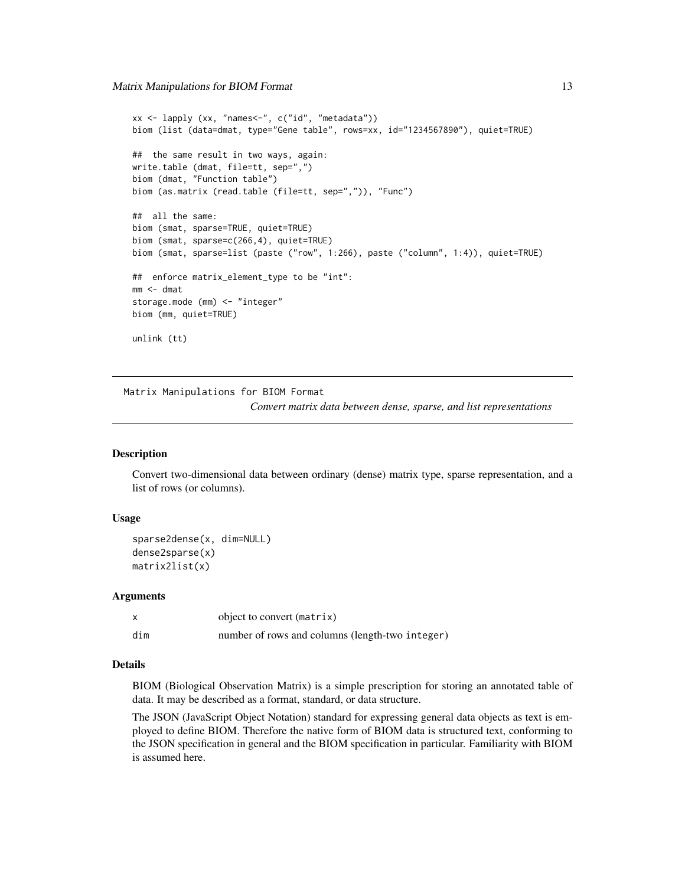```
xx <- lapply (xx, "names<-", c("id", "metadata"))
biom (list (data=dmat, type="Gene table", rows=xx, id="1234567890"), quiet=TRUE)

##  the same result in two ways, again:
write.table (dmat, file=tt, sep=",")
biom (dmat, "Function table")
biom (as.matrix (read.table (file=tt, sep=",")), "Func")

##  all the same:
biom (smat, sparse=TRUE, quiet=TRUE)
biom (smat, sparse=c(266,4), quiet=TRUE)
biom (smat, sparse=list (paste ("row", 1:266), paste ("column", 1:4)), quiet=TRUE)

##  enforce matrix_element_type to be "int":
mm <- dmat
storage.mode (mm) <- "integer"
biom (mm, quiet=TRUE)

unlink (tt)
```

---

## Matrix Manipulations for BIOM Format

*Convert matrix data between dense, sparse, and list representations*

---

### Description

Convert two-dimensional data between ordinary (dense) matrix type, sparse representation, and a list of rows (or columns).

### Usage

```
sparse2dense(x, dim=NULL)
dense2sparse(x)
matrix2list(x)
```

### Arguments

| | |
|---|---|
| `x` | object to convert (`matrix`) |
| `dim` | number of rows and columns (length-two `integer`) |

### Details

BIOM (Biological Observation Matrix) is a simple prescription for storing an annotated table of data. It may be described as a format, standard, or data structure.

The JSON (JavaScript Object Notation) standard for expressing general data objects as text is employed to define BIOM. Therefore the native form of BIOM data is structured text, conforming to the JSON specification in general and the BIOM specification in particular. Familiarity with BIOM is assumed here.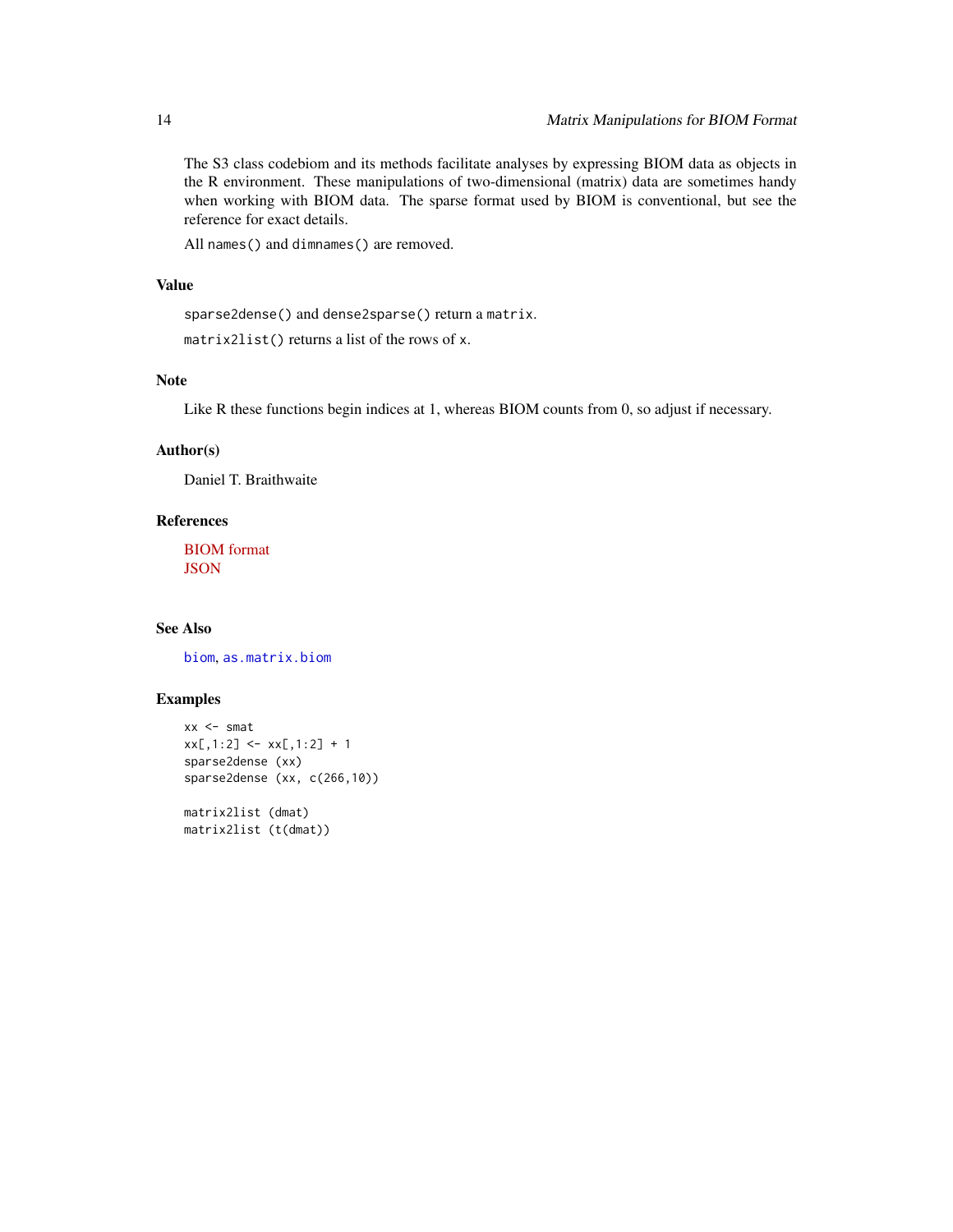The S3 class codebiom and its methods facilitate analyses by expressing BIOM data as objects in the R environment. These manipulations of two-dimensional (matrix) data are sometimes handy when working with BIOM data. The sparse format used by BIOM is conventional, but see the reference for exact details.

All `names()` and `dimnames()` are removed.

### Value

`sparse2dense()` and `dense2sparse()` return a `matrix`.

`matrix2list()` returns a list of the rows of `x`.

### Note

Like R these functions begin indices at 1, whereas BIOM counts from 0, so adjust if necessary.

### Author(s)

Daniel T. Braithwaite

### References

BIOM format
JSON

### See Also

`biom`, `as.matrix.biom`

### Examples

```
xx <- smat
xx[,1:2] <- xx[,1:2] + 1
sparse2dense (xx)
sparse2dense (xx, c(266,10))

matrix2list (dmat)
matrix2list (t(dmat))
```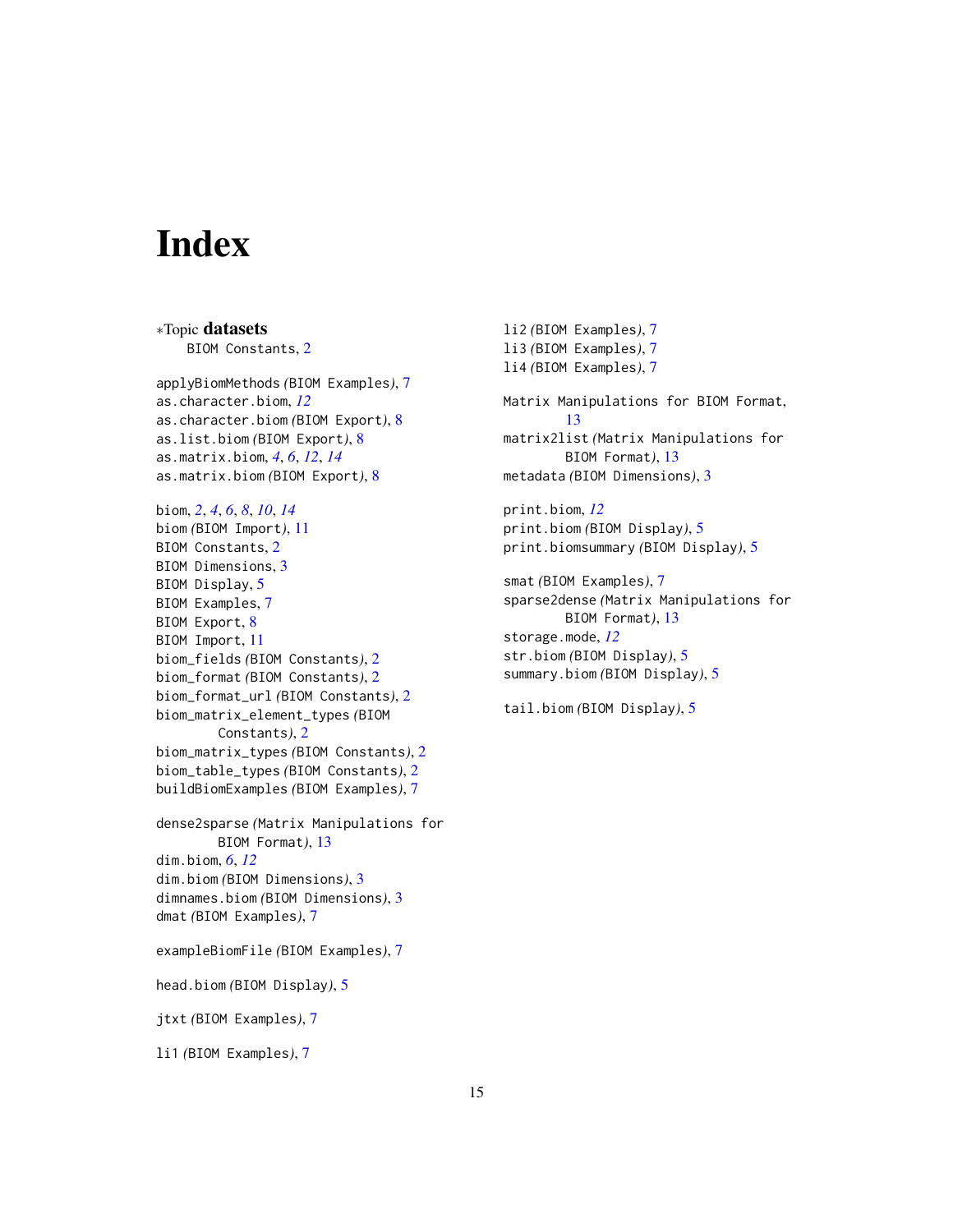# Index

∗Topic **datasets**
BIOM Constants, 2

applyBiomMethods *(*BIOM Examples*)*, 7
as.character.biom, *12*
as.character.biom *(*BIOM Export*)*, 8
as.list.biom *(*BIOM Export*)*, 8
as.matrix.biom, *4*, *6*, *12*, *14*
as.matrix.biom *(*BIOM Export*)*, 8

biom, *2*, *4*, *6*, *8*, *10*, *14*
biom *(*BIOM Import*)*, 11
BIOM Constants, 2
BIOM Dimensions, 3
BIOM Display, 5
BIOM Examples, 7
BIOM Export, 8
BIOM Import, 11
biom_fields *(*BIOM Constants*)*, 2
biom_format *(*BIOM Constants*)*, 2
biom_format_url *(*BIOM Constants*)*, 2
biom_matrix_element_types *(*BIOM Constants*)*, 2
biom_matrix_types *(*BIOM Constants*)*, 2
biom_table_types *(*BIOM Constants*)*, 2
buildBiomExamples *(*BIOM Examples*)*, 7

dense2sparse *(*Matrix Manipulations for BIOM Format*)*, 13
dim.biom, *6*, *12*
dim.biom *(*BIOM Dimensions*)*, 3
dimnames.biom *(*BIOM Dimensions*)*, 3
dmat *(*BIOM Examples*)*, 7

exampleBiomFile *(*BIOM Examples*)*, 7

head.biom *(*BIOM Display*)*, 5

jtxt *(*BIOM Examples*)*, 7

li1 *(*BIOM Examples*)*, 7
li2 *(*BIOM Examples*)*, 7
li3 *(*BIOM Examples*)*, 7
li4 *(*BIOM Examples*)*, 7

Matrix Manipulations for BIOM Format, 13
matrix2list *(*Matrix Manipulations for BIOM Format*)*, 13
metadata *(*BIOM Dimensions*)*, 3

print.biom, *12*
print.biom *(*BIOM Display*)*, 5
print.biomsummary *(*BIOM Display*)*, 5

smat *(*BIOM Examples*)*, 7
sparse2dense *(*Matrix Manipulations for BIOM Format*)*, 13
storage.mode, *12*
str.biom *(*BIOM Display*)*, 5
summary.biom *(*BIOM Display*)*, 5

tail.biom *(*BIOM Display*)*, 5